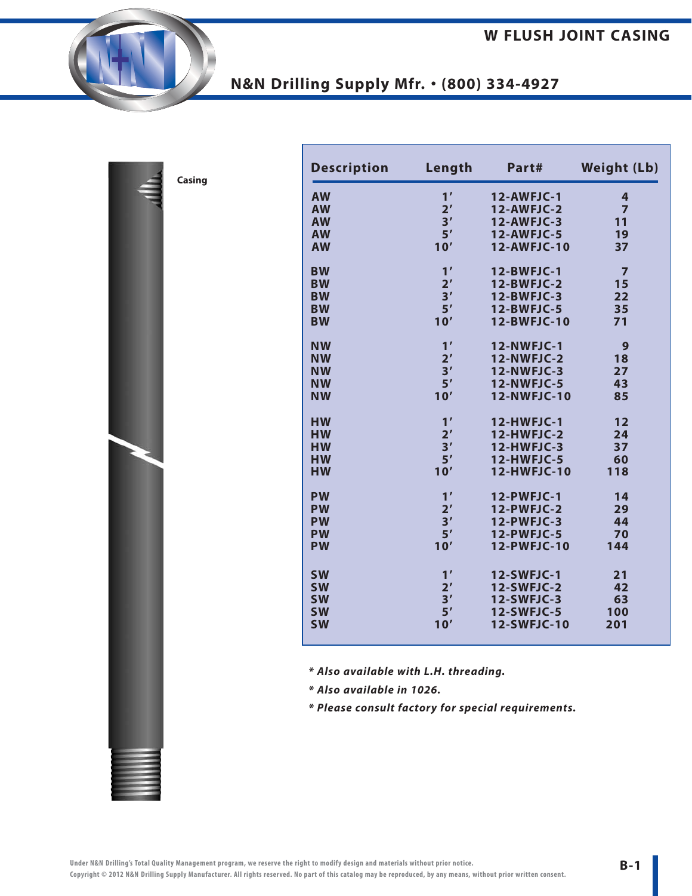# W FLUSH JOINT CASING

## N&N Drilling Supply Mfr. • (800) 334-4927

Casing

| Description | Length | Part# | Weight (Lb) |
|---|---|---|---|
| AW | 1′ | 12-AWFJC-1 | 4 |
| AW | 2′ | 12-AWFJC-2 | 7 |
| AW | 3′ | 12-AWFJC-3 | 11 |
| AW | 5′ | 12-AWFJC-5 | 19 |
| AW | 10′ | 12-AWFJC-10 | 37 |
| BW | 1′ | 12-BWFJC-1 | 7 |
| BW | 2′ | 12-BWFJC-2 | 15 |
| BW | 3′ | 12-BWFJC-3 | 22 |
| BW | 5′ | 12-BWFJC-5 | 35 |
| BW | 10′ | 12-BWFJC-10 | 71 |
| NW | 1′ | 12-NWFJC-1 | 9 |
| NW | 2′ | 12-NWFJC-2 | 18 |
| NW | 3′ | 12-NWFJC-3 | 27 |
| NW | 5′ | 12-NWFJC-5 | 43 |
| NW | 10′ | 12-NWFJC-10 | 85 |
| HW | 1′ | 12-HWFJC-1 | 12 |
| HW | 2′ | 12-HWFJC-2 | 24 |
| HW | 3′ | 12-HWFJC-3 | 37 |
| HW | 5′ | 12-HWFJC-5 | 60 |
| HW | 10′ | 12-HWFJC-10 | 118 |
| PW | 1′ | 12-PWFJC-1 | 14 |
| PW | 2′ | 12-PWFJC-2 | 29 |
| PW | 3′ | 12-PWFJC-3 | 44 |
| PW | 5′ | 12-PWFJC-5 | 70 |
| PW | 10′ | 12-PWFJC-10 | 144 |
| SW | 1′ | 12-SWFJC-1 | 21 |
| SW | 2′ | 12-SWFJC-2 | 42 |
| SW | 3′ | 12-SWFJC-3 | 63 |
| SW | 5′ | 12-SWFJC-5 | 100 |
| SW | 10′ | 12-SWFJC-10 | 201 |

***** *Also available with L.H. threading.*

***** *Also available in 1026.*

***** *Please consult factory for special requirements.*

Under N&N Drilling's Total Quality Management program, we reserve the right to modify design and materials without prior notice.
Copyright © 2012 N&N Drilling Supply Manufacturer. All rights reserved. No part of this catalog may be reproduced, by any means, without prior written consent.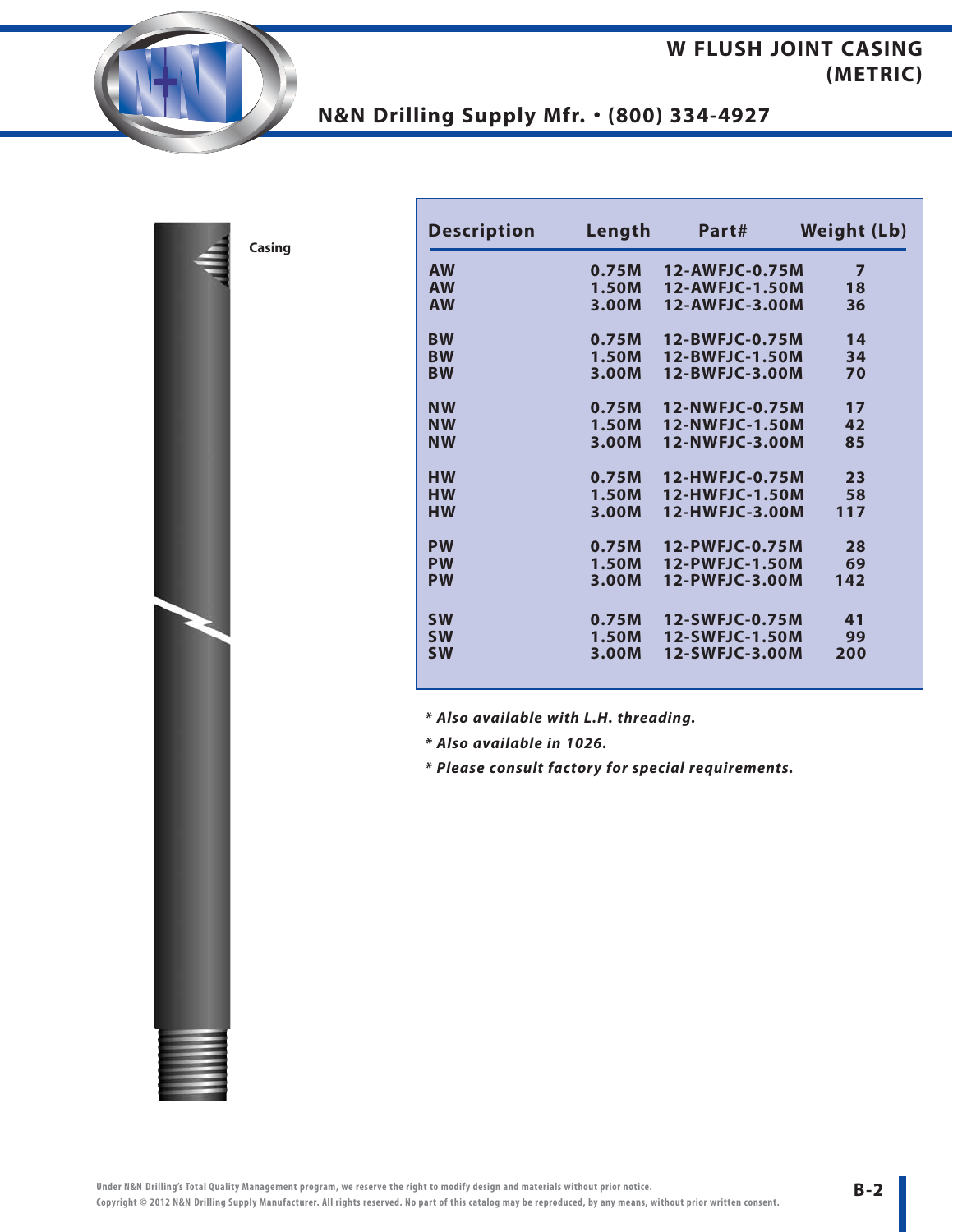# W FLUSH JOINT CASING (METRIC)

N&N Drilling Supply Mfr. • (800) 334-4927

Casing

| Description | Length | Part# | Weight (Lb) |
|---|---|---|---|
| AW | 0.75M | 12-AWFJC-0.75M | 7 |
| AW | 1.50M | 12-AWFJC-1.50M | 18 |
| AW | 3.00M | 12-AWFJC-3.00M | 36 |
| BW | 0.75M | 12-BWFJC-0.75M | 14 |
| BW | 1.50M | 12-BWFJC-1.50M | 34 |
| BW | 3.00M | 12-BWFJC-3.00M | 70 |
| NW | 0.75M | 12-NWFJC-0.75M | 17 |
| NW | 1.50M | 12-NWFJC-1.50M | 42 |
| NW | 3.00M | 12-NWFJC-3.00M | 85 |
| HW | 0.75M | 12-HWFJC-0.75M | 23 |
| HW | 1.50M | 12-HWFJC-1.50M | 58 |
| HW | 3.00M | 12-HWFJC-3.00M | 117 |
| PW | 0.75M | 12-PWFJC-0.75M | 28 |
| PW | 1.50M | 12-PWFJC-1.50M | 69 |
| PW | 3.00M | 12-PWFJC-3.00M | 142 |
| SW | 0.75M | 12-SWFJC-0.75M | 41 |
| SW | 1.50M | 12-SWFJC-1.50M | 99 |
| SW | 3.00M | 12-SWFJC-3.00M | 200 |

***\* Also available with L.H. threading.***

***\* Also available in 1026.***

***\* Please consult factory for special requirements.***

Under N&N Drilling's Total Quality Management program, we reserve the right to modify design and materials without prior notice.
Copyright © 2012 N&N Drilling Supply Manufacturer. All rights reserved. No part of this catalog may be reproduced, by any means, without prior written consent.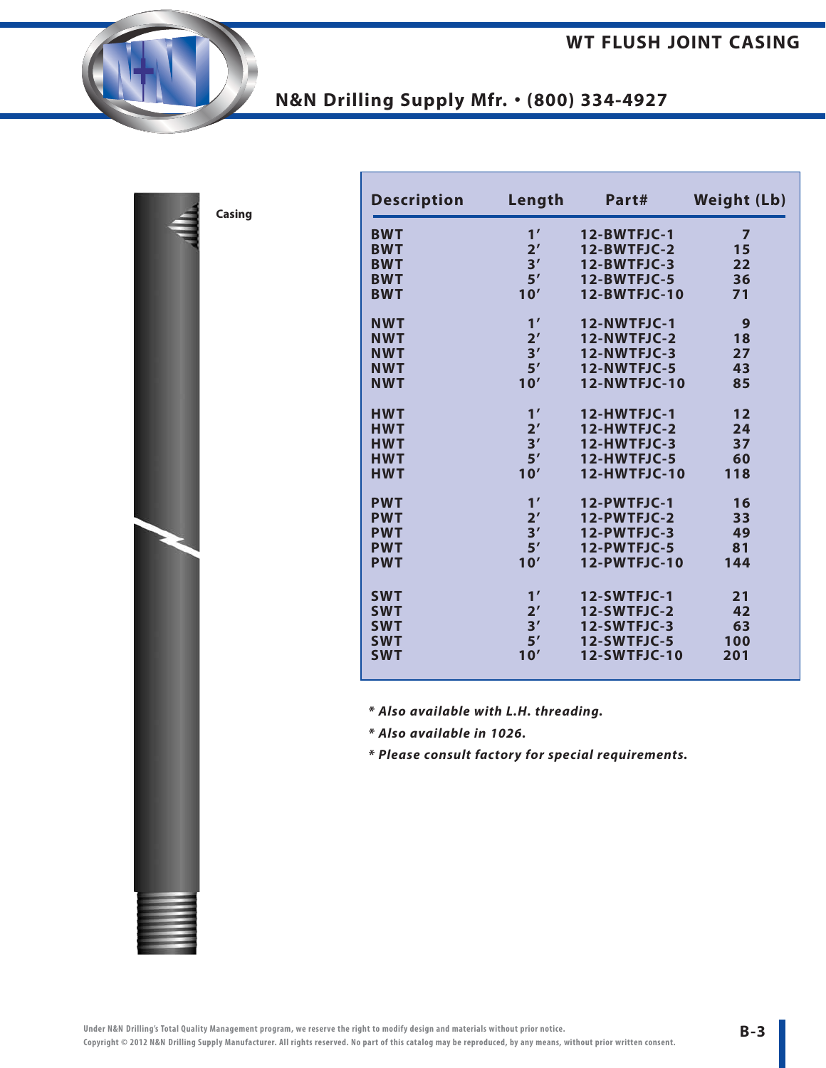# WT FLUSH JOINT CASING

## N&N Drilling Supply Mfr. • (800) 334-4927

Casing

| Description | Length | Part# | Weight (Lb) |
|---|---|---|---|
| BWT | 1′ | 12-BWTFJC-1 | 7 |
| BWT | 2′ | 12-BWTFJC-2 | 15 |
| BWT | 3′ | 12-BWTFJC-3 | 22 |
| BWT | 5′ | 12-BWTFJC-5 | 36 |
| BWT | 10′ | 12-BWTFJC-10 | 71 |
| NWT | 1′ | 12-NWTFJC-1 | 9 |
| NWT | 2′ | 12-NWTFJC-2 | 18 |
| NWT | 3′ | 12-NWTFJC-3 | 27 |
| NWT | 5′ | 12-NWTFJC-5 | 43 |
| NWT | 10′ | 12-NWTFJC-10 | 85 |
| HWT | 1′ | 12-HWTFJC-1 | 12 |
| HWT | 2′ | 12-HWTFJC-2 | 24 |
| HWT | 3′ | 12-HWTFJC-3 | 37 |
| HWT | 5′ | 12-HWTFJC-5 | 60 |
| HWT | 10′ | 12-HWTFJC-10 | 118 |
| PWT | 1′ | 12-PWTFJC-1 | 16 |
| PWT | 2′ | 12-PWTFJC-2 | 33 |
| PWT | 3′ | 12-PWTFJC-3 | 49 |
| PWT | 5′ | 12-PWTFJC-5 | 81 |
| PWT | 10′ | 12-PWTFJC-10 | 144 |
| SWT | 1′ | 12-SWTFJC-1 | 21 |
| SWT | 2′ | 12-SWTFJC-2 | 42 |
| SWT | 3′ | 12-SWTFJC-3 | 63 |
| SWT | 5′ | 12-SWTFJC-5 | 100 |
| SWT | 10′ | 12-SWTFJC-10 | 201 |

***\* Also available with L.H. threading.***

***\* Also available in 1026.***

***\* Please consult factory for special requirements.***

Under N&N Drilling's Total Quality Management program, we reserve the right to modify design and materials without prior notice.
Copyright © 2012 N&N Drilling Supply Manufacturer. All rights reserved. No part of this catalog may be reproduced, by any means, without prior written consent.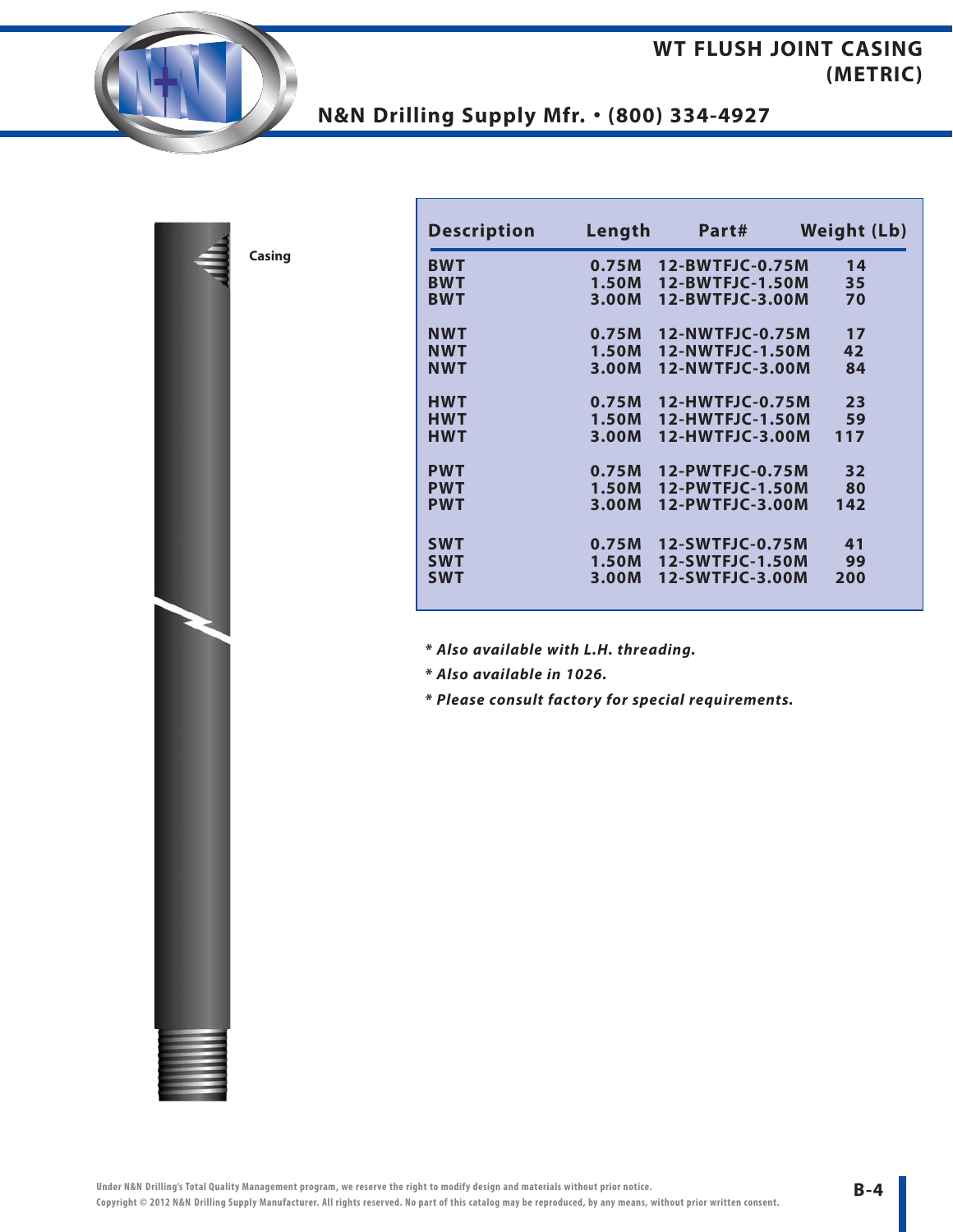# WT FLUSH JOINT CASING (METRIC)

N&N Drilling Supply Mfr. • (800) 334-4927

Casing

| Description | Length | Part# | Weight (Lb) |
|---|---|---|---|
| BWT | 0.75M | 12-BWTFJC-0.75M | 14 |
| BWT | 1.50M | 12-BWTFJC-1.50M | 35 |
| BWT | 3.00M | 12-BWTFJC-3.00M | 70 |
| NWT | 0.75M | 12-NWTFJC-0.75M | 17 |
| NWT | 1.50M | 12-NWTFJC-1.50M | 42 |
| NWT | 3.00M | 12-NWTFJC-3.00M | 84 |
| HWT | 0.75M | 12-HWTFJC-0.75M | 23 |
| HWT | 1.50M | 12-HWTFJC-1.50M | 59 |
| HWT | 3.00M | 12-HWTFJC-3.00M | 117 |
| PWT | 0.75M | 12-PWTFJC-0.75M | 32 |
| PWT | 1.50M | 12-PWTFJC-1.50M | 80 |
| PWT | 3.00M | 12-PWTFJC-3.00M | 142 |
| SWT | 0.75M | 12-SWTFJC-0.75M | 41 |
| SWT | 1.50M | 12-SWTFJC-1.50M | 99 |
| SWT | 3.00M | 12-SWTFJC-3.00M | 200 |

***** Also available with L.H. threading.***

***** Also available in 1026.***

***** Please consult factory for special requirements.***

Under N&N Drilling's Total Quality Management program, we reserve the right to modify design and materials without prior notice.
Copyright © 2012 N&N Drilling Supply Manufacturer. All rights reserved. No part of this catalog may be reproduced, by any means, without prior written consent.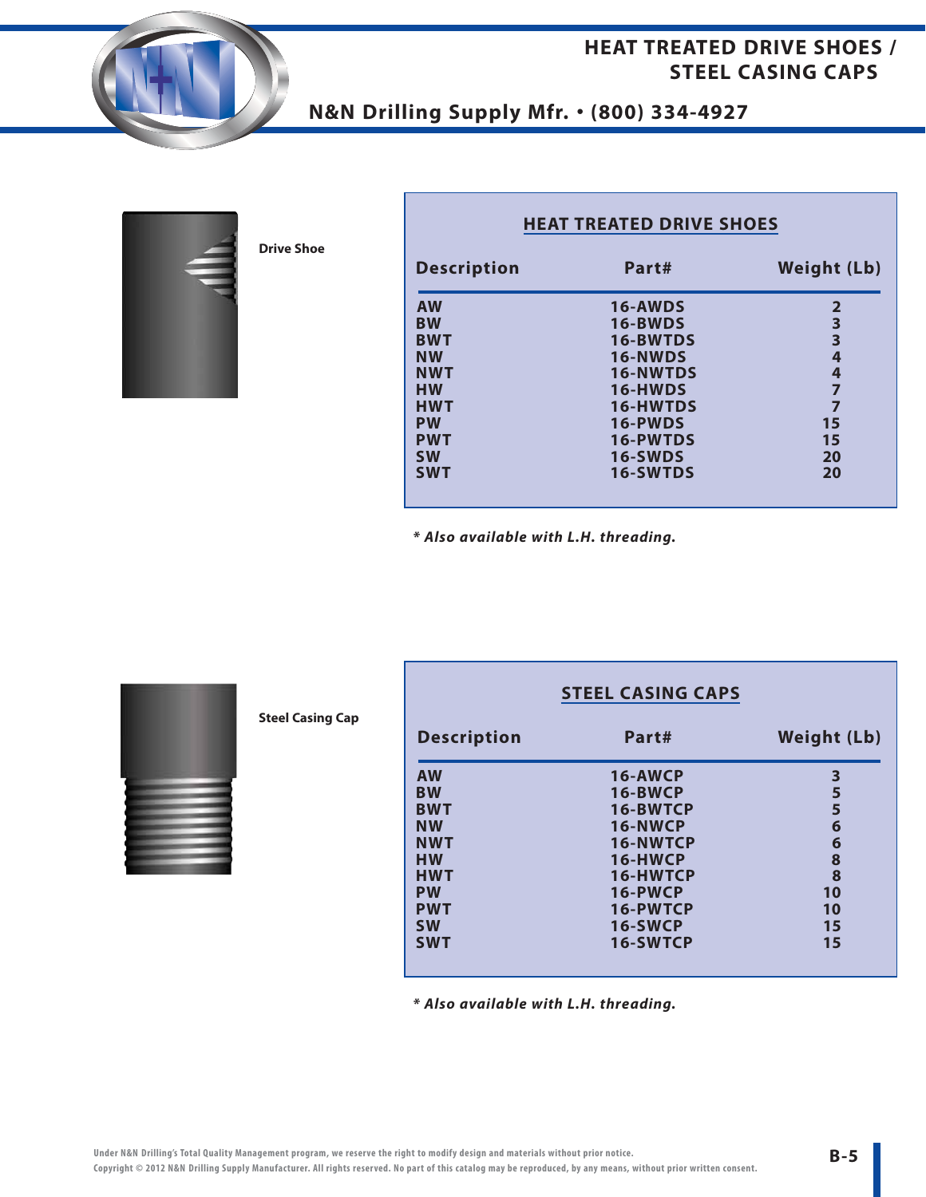# HEAT TREATED DRIVE SHOES / STEEL CASING CAPS

**N&N Drilling Supply Mfr. • (800) 334-4927**

**Drive Shoe**

## HEAT TREATED DRIVE SHOES

| Description | Part# | Weight (Lb) |
|---|---|---|
| AW | 16-AWDS | 2 |
| BW | 16-BWDS | 3 |
| BWT | 16-BWTDS | 3 |
| NW | 16-NWDS | 4 |
| NWT | 16-NWTDS | 4 |
| HW | 16-HWDS | 7 |
| HWT | 16-HWTDS | 7 |
| PW | 16-PWDS | 15 |
| PWT | 16-PWTDS | 15 |
| SW | 16-SWDS | 20 |
| SWT | 16-SWTDS | 20 |

*\* Also available with L.H. threading.*

**Steel Casing Cap**

## STEEL CASING CAPS

| Description | Part# | Weight (Lb) |
|---|---|---|
| AW | 16-AWCP | 3 |
| BW | 16-BWCP | 5 |
| BWT | 16-BWTCP | 5 |
| NW | 16-NWCP | 6 |
| NWT | 16-NWTCP | 6 |
| HW | 16-HWCP | 8 |
| HWT | 16-HWTCP | 8 |
| PW | 16-PWCP | 10 |
| PWT | 16-PWTCP | 10 |
| SW | 16-SWCP | 15 |
| SWT | 16-SWTCP | 15 |

*\* Also available with L.H. threading.*

Under N&N Drilling's Total Quality Management program, we reserve the right to modify design and materials without prior notice.
Copyright © 2012 N&N Drilling Supply Manufacturer. All rights reserved. No part of this catalog may be reproduced, by any means, without prior written consent.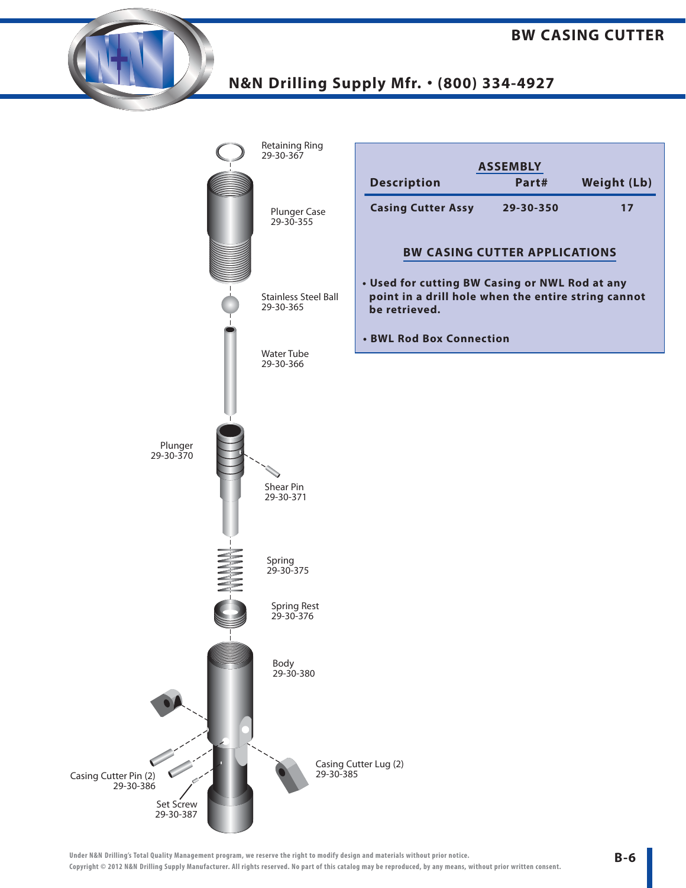# BW CASING CUTTER

N&N Drilling Supply Mfr. • (800) 334-4927

Retaining Ring
29-30-367

Plunger Case
29-30-355

Stainless Steel Ball
29-30-365

Water Tube
29-30-366

Plunger
29-30-370

Shear Pin
29-30-371

Spring
29-30-375

Spring Rest
29-30-376

Body
29-30-380

Casing Cutter Pin (2)
29-30-386

Set Screw
29-30-387

Casing Cutter Lug (2)
29-30-385

## ASSEMBLY

| Description | Part# | Weight (Lb) |
|---|---|---|
| Casing Cutter Assy | 29-30-350 | 17 |

## BW CASING CUTTER APPLICATIONS

- **Used for cutting BW Casing or NWL Rod at any point in a drill hole when the entire string cannot be retrieved.**
- **BWL Rod Box Connection**

Under N&N Drilling's Total Quality Management program, we reserve the right to modify design and materials without prior notice.
Copyright © 2012 N&N Drilling Supply Manufacturer. All rights reserved. No part of this catalog may be reproduced, by any means, without prior written consent.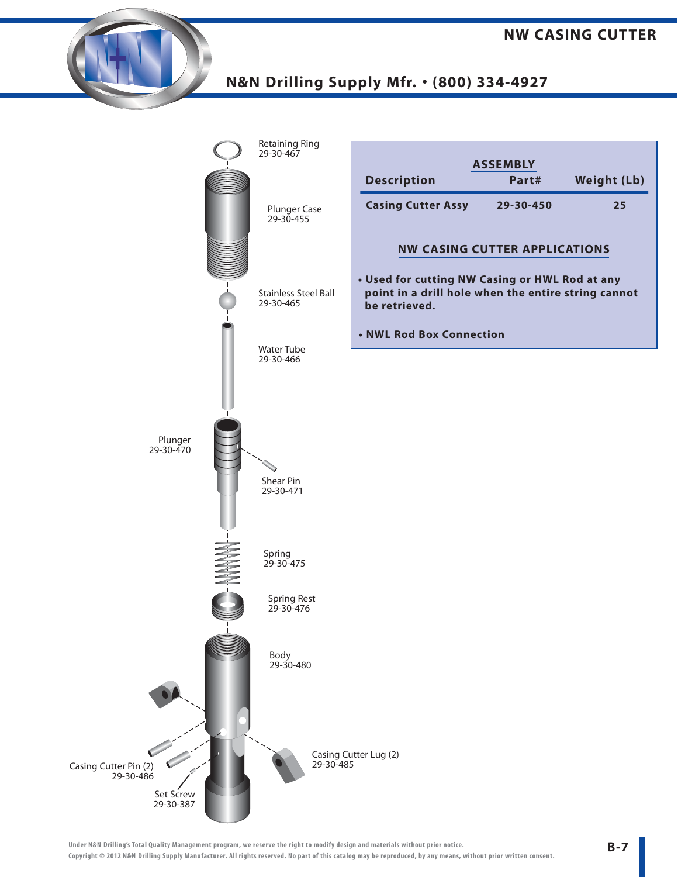# NW CASING CUTTER

## N&N Drilling Supply Mfr. • (800) 334-4927

Retaining Ring
29-30-467

Plunger Case
29-30-455

Stainless Steel Ball
29-30-465

Water Tube
29-30-466

Plunger
29-30-470

Shear Pin
29-30-471

Spring
29-30-475

Spring Rest
29-30-476

Body
29-30-480

Casing Cutter Pin (2)
29-30-486

Set Screw
29-30-387

Casing Cutter Lug (2)
29-30-485

**ASSEMBLY**

| Description | Part# | Weight (Lb) |
|---|---|---|
| Casing Cutter Assy | 29-30-450 | 25 |

**NW CASING CUTTER APPLICATIONS**

- **Used for cutting NW Casing or HWL Rod at any point in a drill hole when the entire string cannot be retrieved.**
- **NWL Rod Box Connection**

Under N&N Drilling's Total Quality Management program, we reserve the right to modify design and materials without prior notice.
Copyright © 2012 N&N Drilling Supply Manufacturer. All rights reserved. No part of this catalog may be reproduced, by any means, without prior written consent.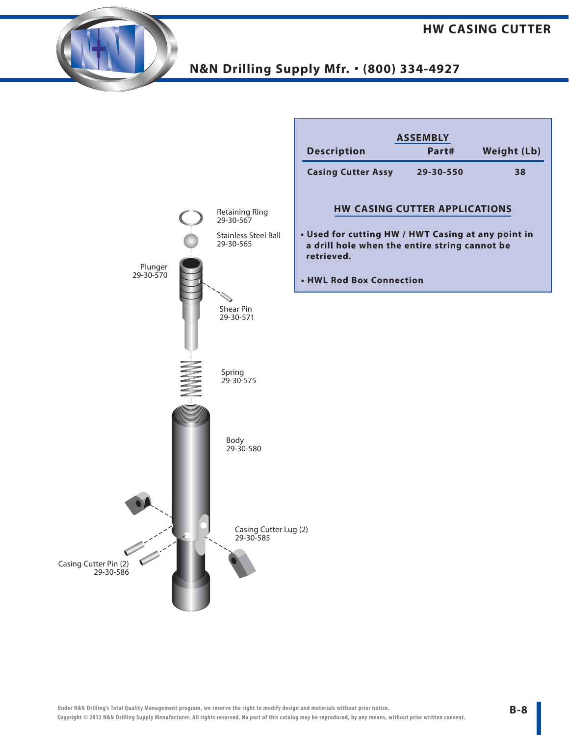# HW CASING CUTTER

## N&N Drilling Supply Mfr. • (800) 334-4927

Retaining Ring
29-30-567

Stainless Steel Ball
29-30-565

Plunger
29-30-570

Shear Pin
29-30-571

Spring
29-30-575

Body
29-30-580

Casing Cutter Lug (2)
29-30-585

Casing Cutter Pin (2)
29-30-586

| ASSEMBLY | | |
|---|---|---|
| **Description** | **Part#** | **Weight (Lb)** |
| **Casing Cutter Assy** | **29-30-550** | **38** |

### HW CASING CUTTER APPLICATIONS

- **Used for cutting HW / HWT Casing at any point in a drill hole when the entire string cannot be retrieved.**
- **HWL Rod Box Connection**

Under N&N Drilling's Total Quality Management program, we reserve the right to modify design and materials without prior notice.
Copyright © 2012 N&N Drilling Supply Manufacturer. All rights reserved. No part of this catalog may be reproduced, by any means, without prior written consent.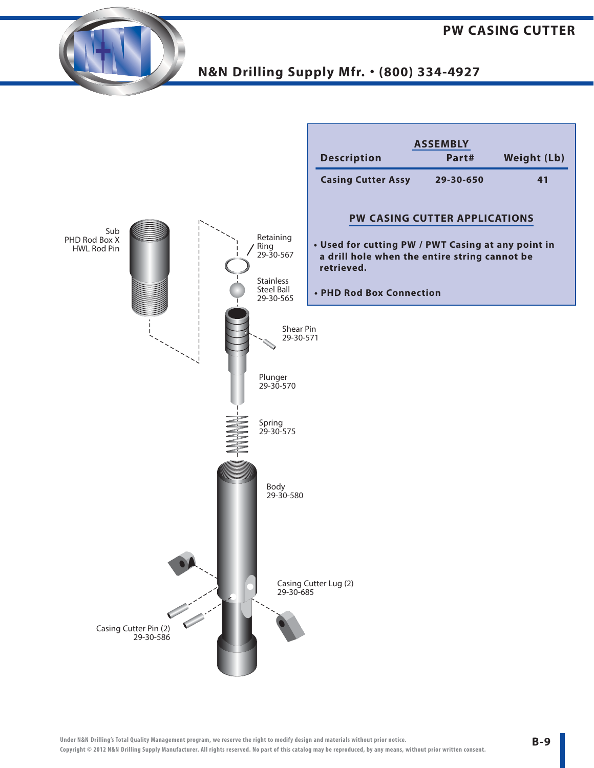# PW CASING CUTTER

## N&N Drilling Supply Mfr. • (800) 334-4927

| Description | ASSEMBLY Part# | Weight (Lb) |
|---|---|---|
| Casing Cutter Assy | 29-30-650 | 41 |

### PW CASING CUTTER APPLICATIONS

- **Used for cutting PW / PWT Casing at any point in a drill hole when the entire string cannot be retrieved.**
- **PHD Rod Box Connection**

Sub
PHD Rod Box X
HWL Rod Pin

Retaining Ring
29-30-567

Stainless Steel Ball
29-30-565

Shear Pin
29-30-571

Plunger
29-30-570

Spring
29-30-575

Body
29-30-580

Casing Cutter Lug (2)
29-30-685

Casing Cutter Pin (2)
29-30-586

Under N&N Drilling's Total Quality Management program, we reserve the right to modify design and materials without prior notice.
Copyright © 2012 N&N Drilling Supply Manufacturer. All rights reserved. No part of this catalog may be reproduced, by any means, without prior written consent.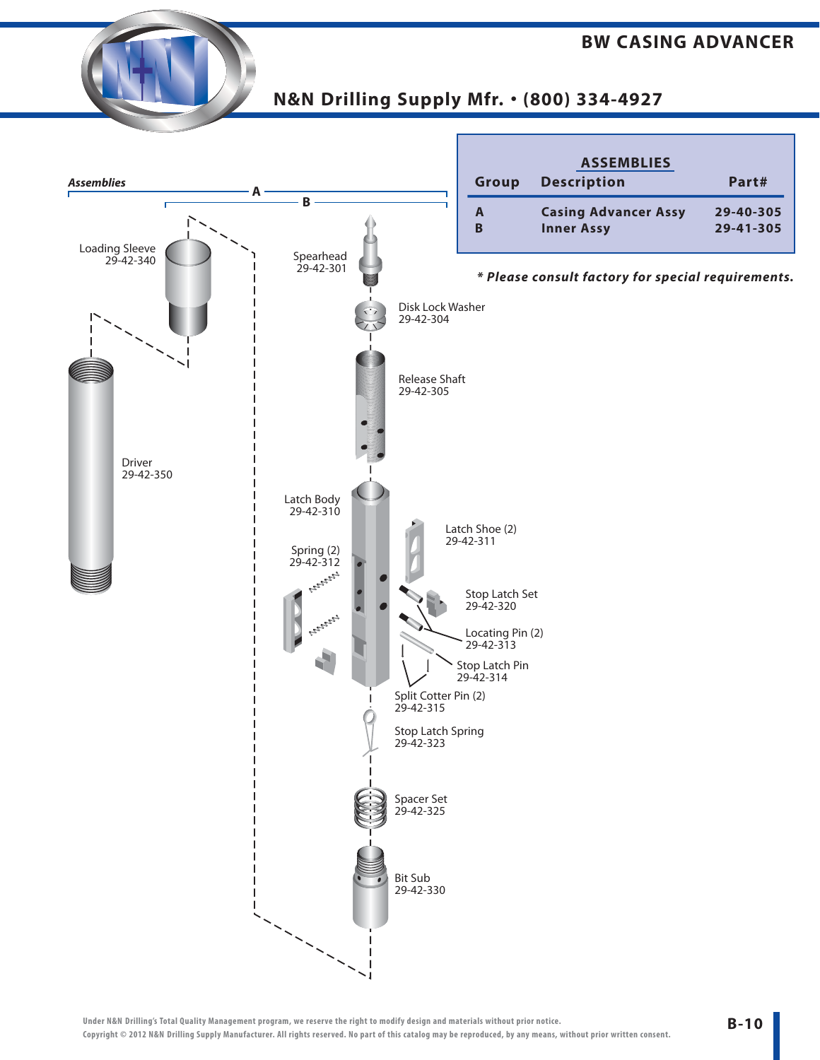# BW CASING ADVANCER

## N&N Drilling Supply Mfr. • (800) 334-4927

### ASSEMBLIES

| Group | Description | Part# |
|---|---|---|
| A | Casing Advancer Assy | 29-40-305 |
| B | Inner Assy | 29-41-305 |

***** Please consult factory for special requirements.***

*Assemblies*

A

B

Loading Sleeve
29-42-340

Driver
29-42-350

Spearhead
29-42-301

Disk Lock Washer
29-42-304

Release Shaft
29-42-305

Latch Body
29-42-310

Spring (2)
29-42-312

Latch Shoe (2)
29-42-311

Stop Latch Set
29-42-320

Locating Pin (2)
29-42-313

Stop Latch Pin
29-42-314

Split Cotter Pin (2)
29-42-315

Stop Latch Spring
29-42-323

Spacer Set
29-42-325

Bit Sub
29-42-330

Under N&N Drilling's Total Quality Management program, we reserve the right to modify design and materials without prior notice.
Copyright © 2012 N&N Drilling Supply Manufacturer. All rights reserved. No part of this catalog may be reproduced, by any means, without prior written consent.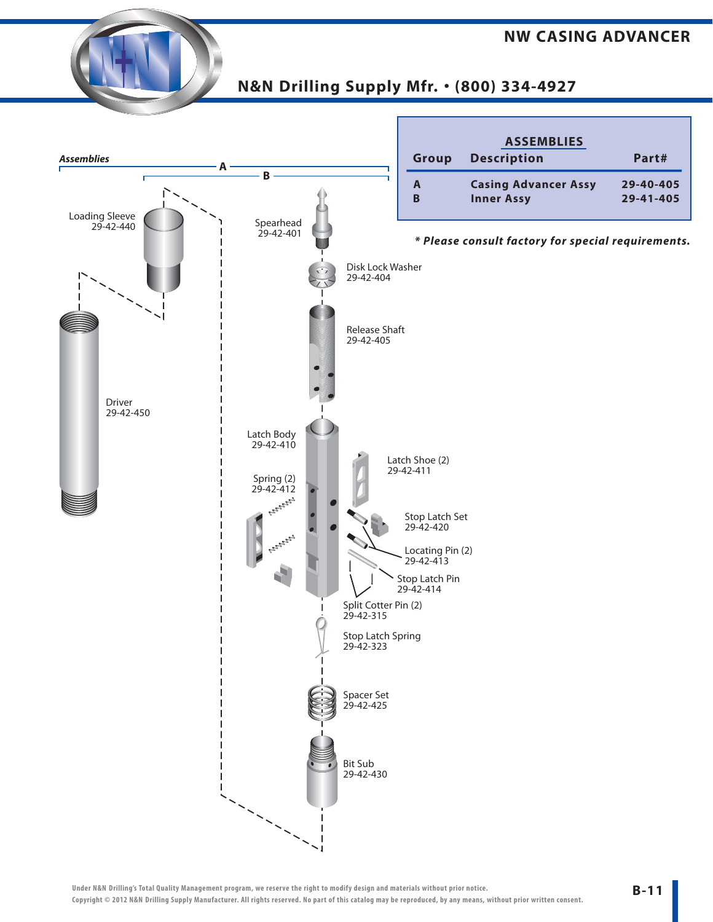# NW CASING ADVANCER

## N&N Drilling Supply Mfr. • (800) 334-4927

| Group | Description | Part# |
|---|---|---|
| | **ASSEMBLIES** | |
| A | Casing Advancer Assy | 29-40-405 |
| B | Inner Assy | 29-41-405 |

***\* Please consult factory for special requirements.***

*Assemblies*

A

B

Loading Sleeve 29-42-440

Driver 29-42-450

Spearhead 29-42-401

Disk Lock Washer 29-42-404

Release Shaft 29-42-405

Latch Body 29-42-410

Latch Shoe (2) 29-42-411

Spring (2) 29-42-412

Stop Latch Set 29-42-420

Locating Pin (2) 29-42-413

Stop Latch Pin 29-42-414

Split Cotter Pin (2) 29-42-315

Stop Latch Spring 29-42-323

Spacer Set 29-42-425

Bit Sub 29-42-430

Under N&N Drilling's Total Quality Management program, we reserve the right to modify design and materials without prior notice.
Copyright © 2012 N&N Drilling Supply Manufacturer. All rights reserved. No part of this catalog may be reproduced, by any means, without prior written consent.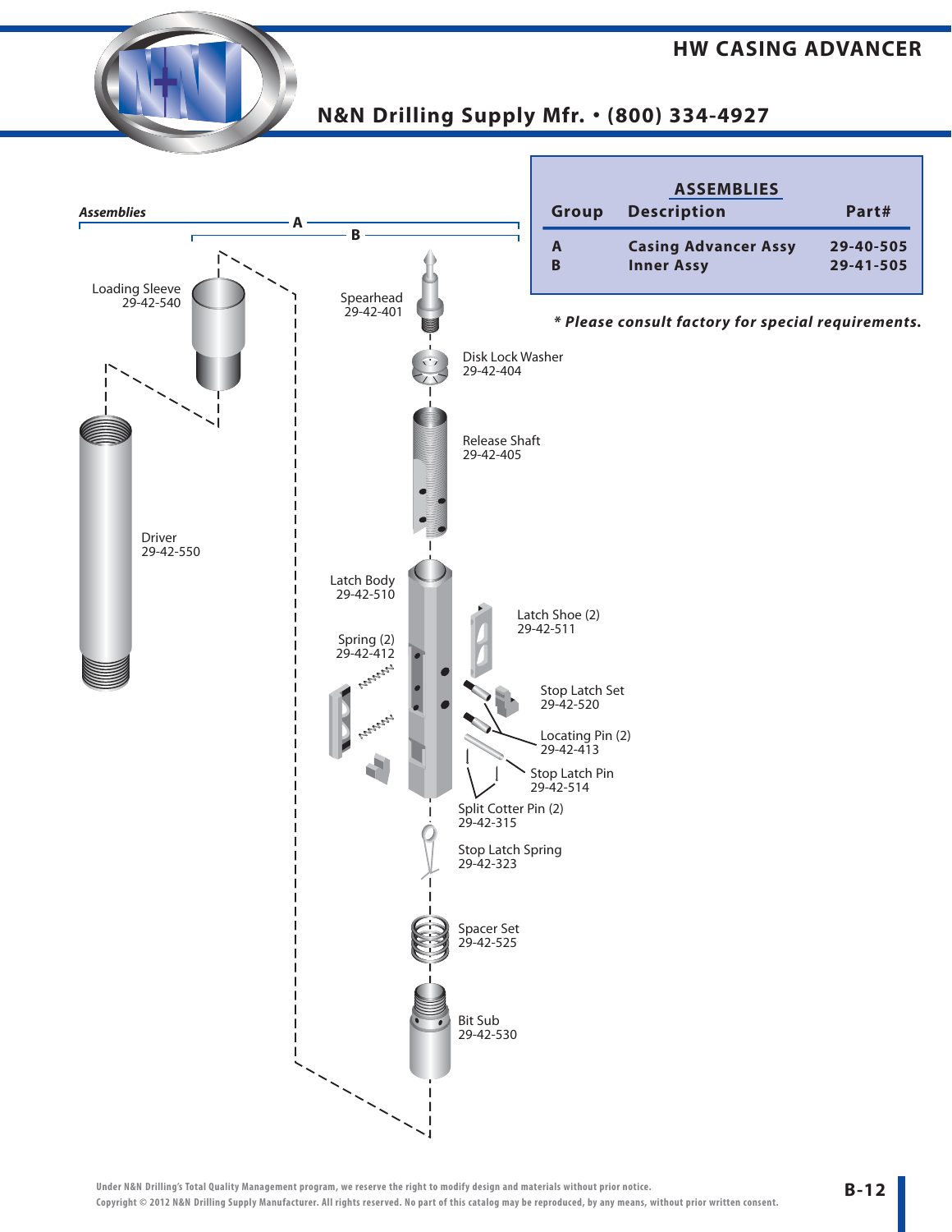# HW CASING ADVANCER

## N&N Drilling Supply Mfr. • (800) 334-4927

### ASSEMBLIES

| Group | Description | Part# |
|---|---|---|
| A | Casing Advancer Assy | 29-40-505 |
| B | Inner Assy | 29-41-505 |

***** Please consult factory for special requirements.***

*Assemblies*

A

B

Loading Sleeve
29-42-540

Driver
29-42-550

Spearhead
29-42-401

Disk Lock Washer
29-42-404

Release Shaft
29-42-405

Latch Body
29-42-510

Spring (2)
29-42-412

Latch Shoe (2)
29-42-511

Stop Latch Set
29-42-520

Locating Pin (2)
29-42-413

Stop Latch Pin
29-42-514

Split Cotter Pin (2)
29-42-315

Stop Latch Spring
29-42-323

Spacer Set
29-42-525

Bit Sub
29-42-530

Under N&N Drilling's Total Quality Management program, we reserve the right to modify design and materials without prior notice.
Copyright © 2012 N&N Drilling Supply Manufacturer. All rights reserved. No part of this catalog may be reproduced, by any means, without prior written consent.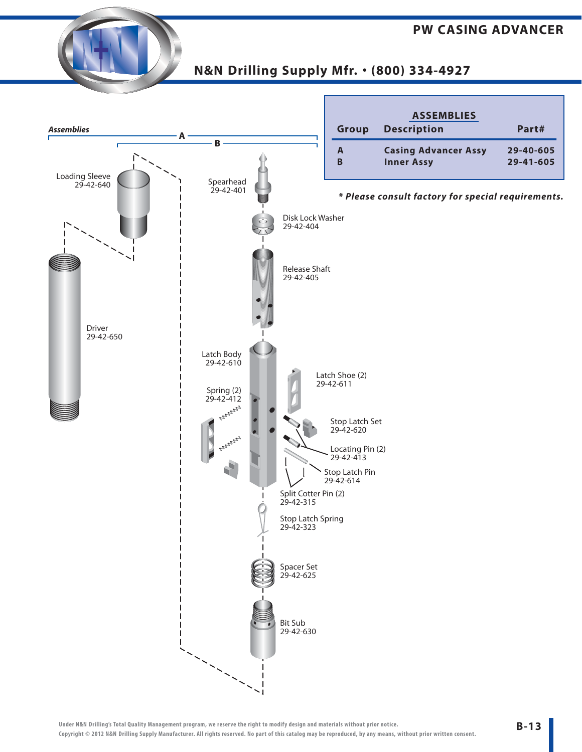# PW CASING ADVANCER

## N&N Drilling Supply Mfr. • (800) 334-4927

| ASSEMBLIES | | |
|---|---|---|
| **Group** | **Description** | **Part#** |
| A | Casing Advancer Assy | 29-40-605 |
| B | Inner Assy | 29-41-605 |

*** Please consult factory for special requirements.**

*Assemblies*

A

B

Loading Sleeve
29-42-640

Driver
29-42-650

Spearhead
29-42-401

Disk Lock Washer
29-42-404

Release Shaft
29-42-405

Latch Body
29-42-610

Spring (2)
29-42-412

Latch Shoe (2)
29-42-611

Stop Latch Set
29-42-620

Locating Pin (2)
29-42-413

Stop Latch Pin
29-42-614

Split Cotter Pin (2)
29-42-315

Stop Latch Spring
29-42-323

Spacer Set
29-42-625

Bit Sub
29-42-630

Under N&N Drilling's Total Quality Management program, we reserve the right to modify design and materials without prior notice.
Copyright © 2012 N&N Drilling Supply Manufacturer. All rights reserved. No part of this catalog may be reproduced, by any means, without prior written consent.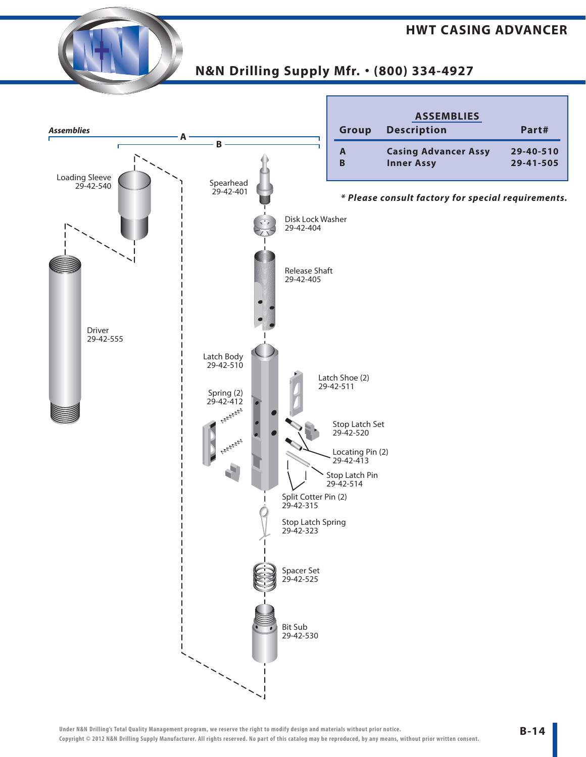# HWT CASING ADVANCER

## N&N Drilling Supply Mfr. • (800) 334-4927

**ASSEMBLIES**

| Group | Description | Part# |
|---|---|---|
| A | Casing Advancer Assy | 29-40-510 |
| B | Inner Assy | 29-41-505 |

***\* Please consult factory for special requirements.***

*Assemblies*

A

B

Loading Sleeve
29-42-540

Driver
29-42-555

Spearhead
29-42-401

Disk Lock Washer
29-42-404

Release Shaft
29-42-405

Latch Body
29-42-510

Spring (2)
29-42-412

Latch Shoe (2)
29-42-511

Stop Latch Set
29-42-520

Locating Pin (2)
29-42-413

Stop Latch Pin
29-42-514

Split Cotter Pin (2)
29-42-315

Stop Latch Spring
29-42-323

Spacer Set
29-42-525

Bit Sub
29-42-530

Under N&N Drilling's Total Quality Management program, we reserve the right to modify design and materials without prior notice.
Copyright © 2012 N&N Drilling Supply Manufacturer. All rights reserved. No part of this catalog may be reproduced, by any means, without prior written consent.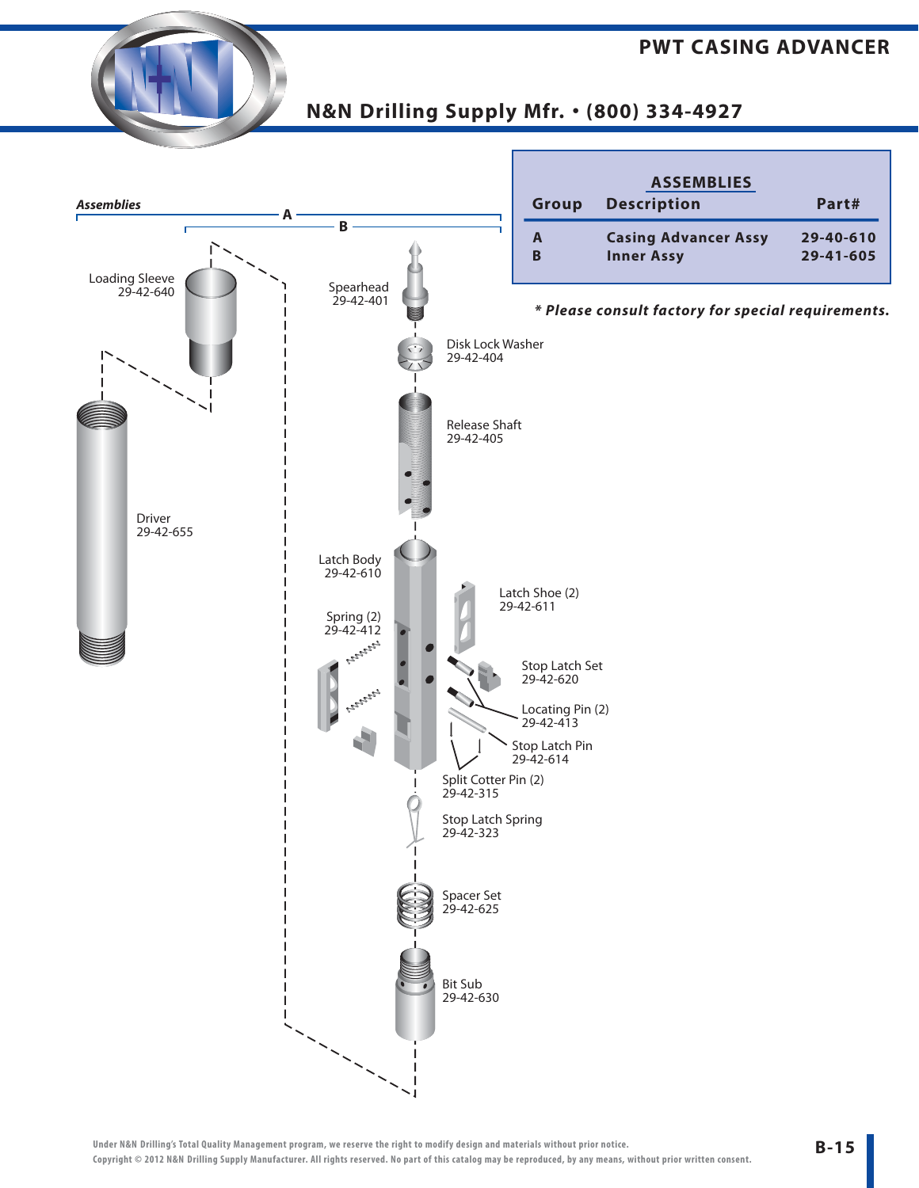# PWT CASING ADVANCER

## N&N Drilling Supply Mfr. • (800) 334-4927

| ASSEMBLIES | | |
|---|---|---|
| Group | Description | Part# |
| A | Casing Advancer Assy | 29-40-610 |
| B | Inner Assy | 29-41-605 |

*** Please consult factory for special requirements.**

*Assemblies*

A

B

Loading Sleeve
29-42-640

Driver
29-42-655

Spearhead
29-42-401

Disk Lock Washer
29-42-404

Release Shaft
29-42-405

Latch Body
29-42-610

Latch Shoe (2)
29-42-611

Spring (2)
29-42-412

Stop Latch Set
29-42-620

Locating Pin (2)
29-42-413

Stop Latch Pin
29-42-614

Split Cotter Pin (2)
29-42-315

Stop Latch Spring
29-42-323

Spacer Set
29-42-625

Bit Sub
29-42-630

Under N&N Drilling's Total Quality Management program, we reserve the right to modify design and materials without prior notice.
Copyright © 2012 N&N Drilling Supply Manufacturer. All rights reserved. No part of this catalog may be reproduced, by any means, without prior written consent.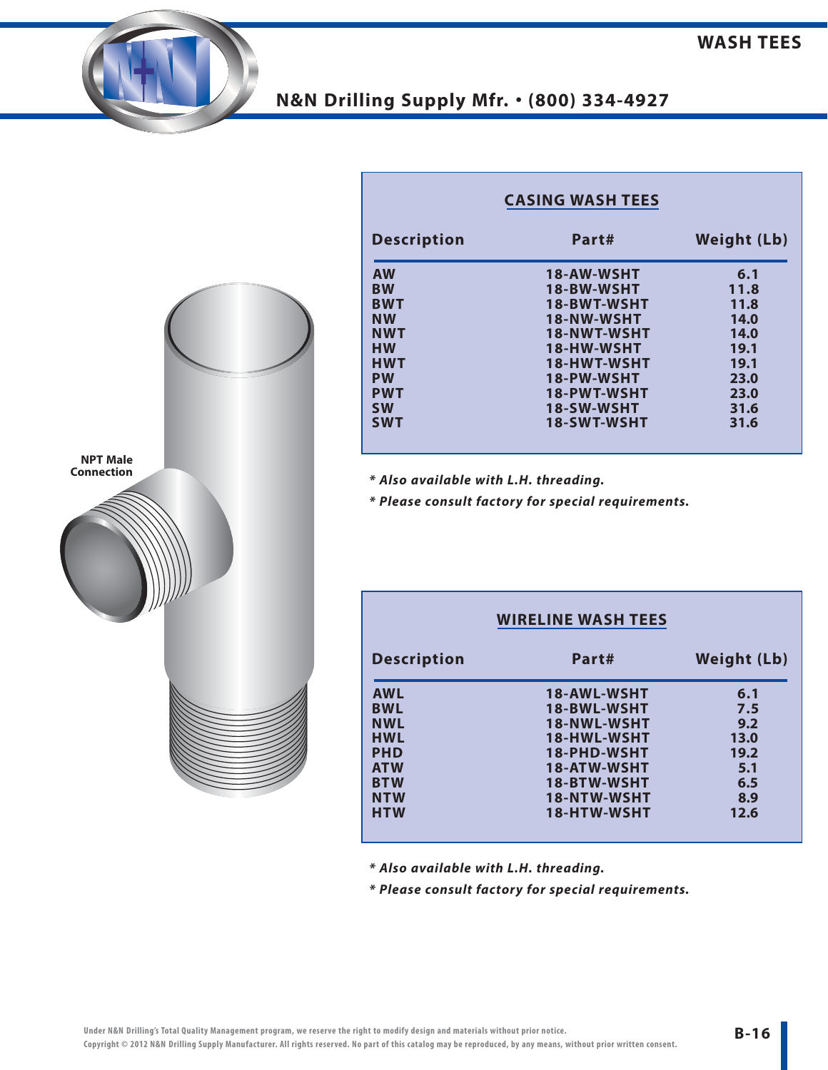# WASH TEES

## N&N Drilling Supply Mfr. • (800) 334-4927

NPT Male Connection

### CASING WASH TEES

| Description | Part# | Weight (Lb) |
|---|---|---|
| AW | 18-AW-WSHT | 6.1 |
| BW | 18-BW-WSHT | 11.8 |
| BWT | 18-BWT-WSHT | 11.8 |
| NW | 18-NW-WSHT | 14.0 |
| NWT | 18-NWT-WSHT | 14.0 |
| HW | 18-HW-WSHT | 19.1 |
| HWT | 18-HWT-WSHT | 19.1 |
| PW | 18-PW-WSHT | 23.0 |
| PWT | 18-PWT-WSHT | 23.0 |
| SW | 18-SW-WSHT | 31.6 |
| SWT | 18-SWT-WSHT | 31.6 |

***\* Also available with L.H. threading.***

***\* Please consult factory for special requirements.***

### WIRELINE WASH TEES

| Description | Part# | Weight (Lb) |
|---|---|---|
| AWL | 18-AWL-WSHT | 6.1 |
| BWL | 18-BWL-WSHT | 7.5 |
| NWL | 18-NWL-WSHT | 9.2 |
| HWL | 18-HWL-WSHT | 13.0 |
| PHD | 18-PHD-WSHT | 19.2 |
| ATW | 18-ATW-WSHT | 5.1 |
| BTW | 18-BTW-WSHT | 6.5 |
| NTW | 18-NTW-WSHT | 8.9 |
| HTW | 18-HTW-WSHT | 12.6 |

***\* Also available with L.H. threading.***

***\* Please consult factory for special requirements.***

Under N&N Drilling's Total Quality Management program, we reserve the right to modify design and materials without prior notice.
Copyright © 2012 N&N Drilling Supply Manufacturer. All rights reserved. No part of this catalog may be reproduced, by any means, without prior written consent.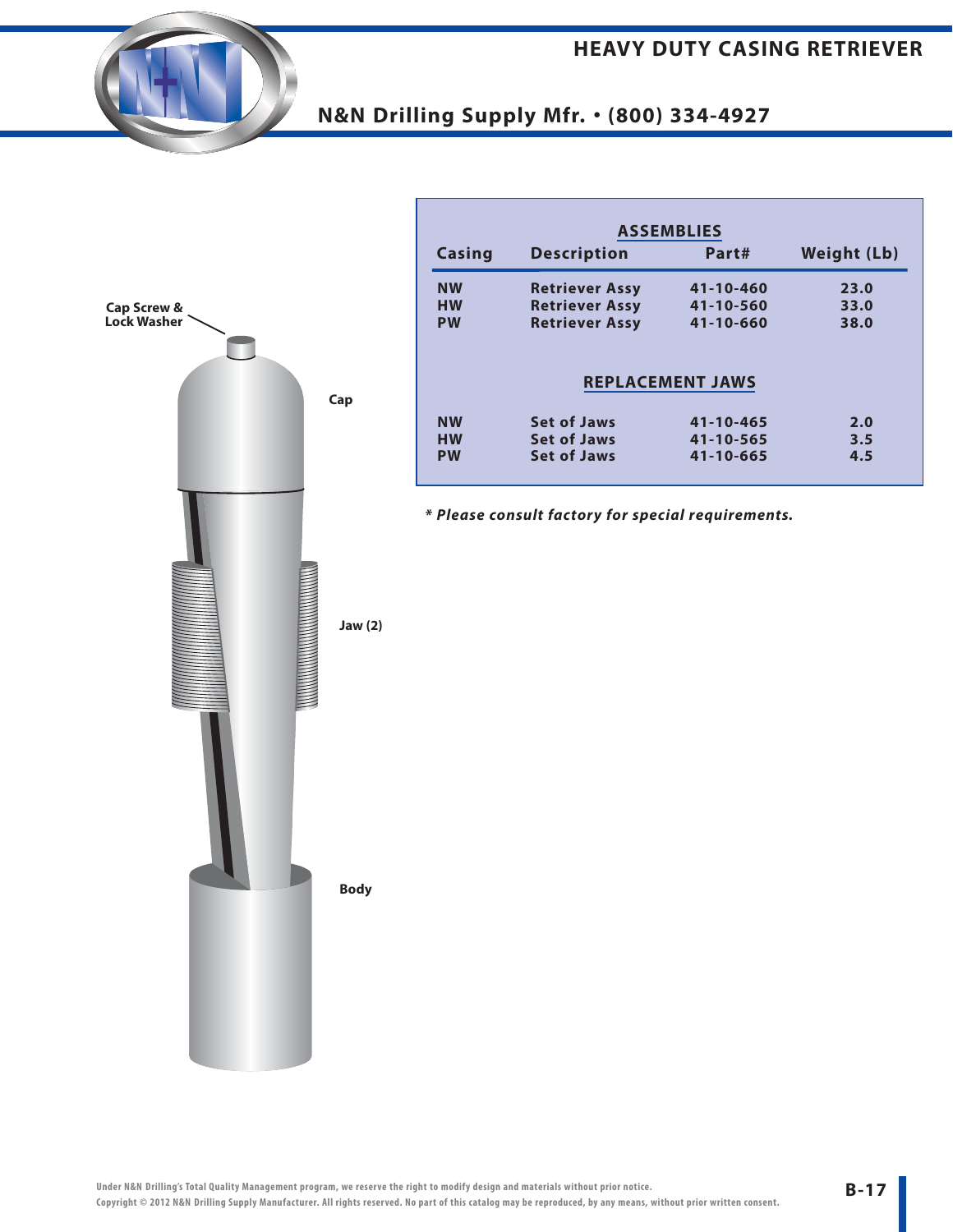# HEAVY DUTY CASING RETRIEVER

## N&N Drilling Supply Mfr. • (800) 334-4927

Cap Screw & Lock Washer

Cap

Jaw (2)

Body

| Casing | Description | Part# | Weight (Lb) |
|---|---|---|---|
| **ASSEMBLIES** | | | |
| NW | Retriever Assy | 41-10-460 | 23.0 |
| HW | Retriever Assy | 41-10-560 | 33.0 |
| PW | Retriever Assy | 41-10-660 | 38.0 |
| **REPLACEMENT JAWS** | | | |
| NW | Set of Jaws | 41-10-465 | 2.0 |
| HW | Set of Jaws | 41-10-565 | 3.5 |
| PW | Set of Jaws | 41-10-665 | 4.5 |

*\* Please consult factory for special requirements.*

Under N&N Drilling's Total Quality Management program, we reserve the right to modify design and materials without prior notice.
Copyright © 2012 N&N Drilling Supply Manufacturer. All rights reserved. No part of this catalog may be reproduced, by any means, without prior written consent.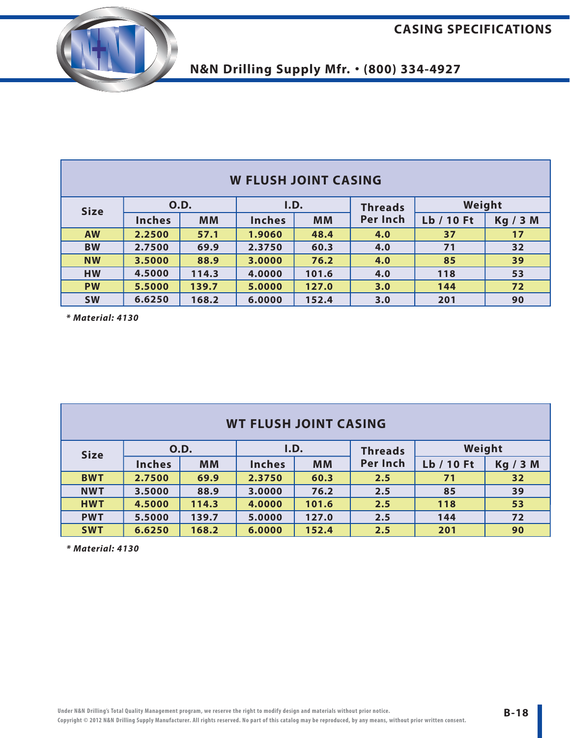# CASING SPECIFICATIONS

**N&N Drilling Supply Mfr. • (800) 334-4927**

## W FLUSH JOINT CASING

| Size | O.D. | | I.D. | | Threads Per Inch | Weight | |
|---|---|---|---|---|---|---|---|
| | Inches | MM | Inches | MM | | Lb / 10 Ft | Kg / 3 M |
| AW | 2.2500 | 57.1 | 1.9060 | 48.4 | 4.0 | 37 | 17 |
| BW | 2.7500 | 69.9 | 2.3750 | 60.3 | 4.0 | 71 | 32 |
| NW | 3.5000 | 88.9 | 3.0000 | 76.2 | 4.0 | 85 | 39 |
| HW | 4.5000 | 114.3 | 4.0000 | 101.6 | 4.0 | 118 | 53 |
| PW | 5.5000 | 139.7 | 5.0000 | 127.0 | 3.0 | 144 | 72 |
| SW | 6.6250 | 168.2 | 6.0000 | 152.4 | 3.0 | 201 | 90 |

***\* Material: 4130***

## WT FLUSH JOINT CASING

| Size | O.D. | | I.D. | | Threads Per Inch | Weight | |
|---|---|---|---|---|---|---|---|
| | Inches | MM | Inches | MM | | Lb / 10 Ft | Kg / 3 M |
| BWT | 2.7500 | 69.9 | 2.3750 | 60.3 | 2.5 | 71 | 32 |
| NWT | 3.5000 | 88.9 | 3.0000 | 76.2 | 2.5 | 85 | 39 |
| HWT | 4.5000 | 114.3 | 4.0000 | 101.6 | 2.5 | 118 | 53 |
| PWT | 5.5000 | 139.7 | 5.0000 | 127.0 | 2.5 | 144 | 72 |
| SWT | 6.6250 | 168.2 | 6.0000 | 152.4 | 2.5 | 201 | 90 |

***\* Material: 4130***

Under N&N Drilling's Total Quality Management program, we reserve the right to modify design and materials without prior notice.
Copyright © 2012 N&N Drilling Supply Manufacturer. All rights reserved. No part of this catalog may be reproduced, by any means, without prior written consent.